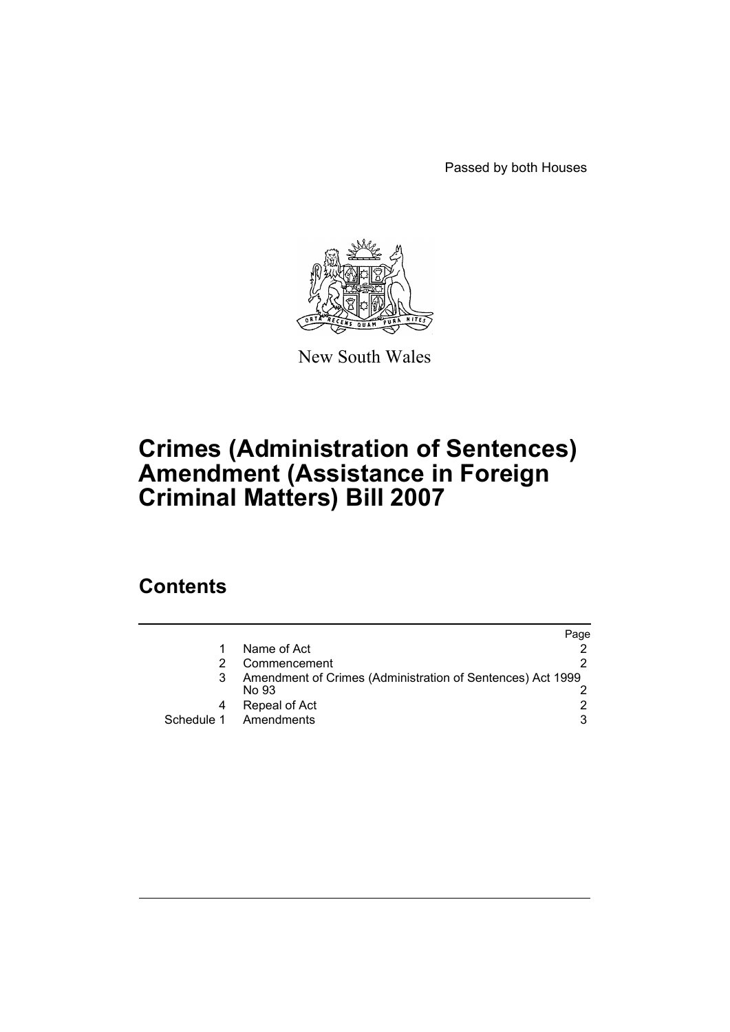Passed by both Houses

New South Wales

# Crimes (Administration of Sentences) Amendment (Assistance in Foreign Criminal Matters) Bill 2007

## Contents

| | | Page |
|---|---|---|
| 1 | Name of Act | 2 |
| 2 | Commencement | 2 |
| 3 | Amendment of Crimes (Administration of Sentences) Act 1999 No 93 | 2 |
| 4 | Repeal of Act | 2 |
| Schedule 1 | Amendments | 3 |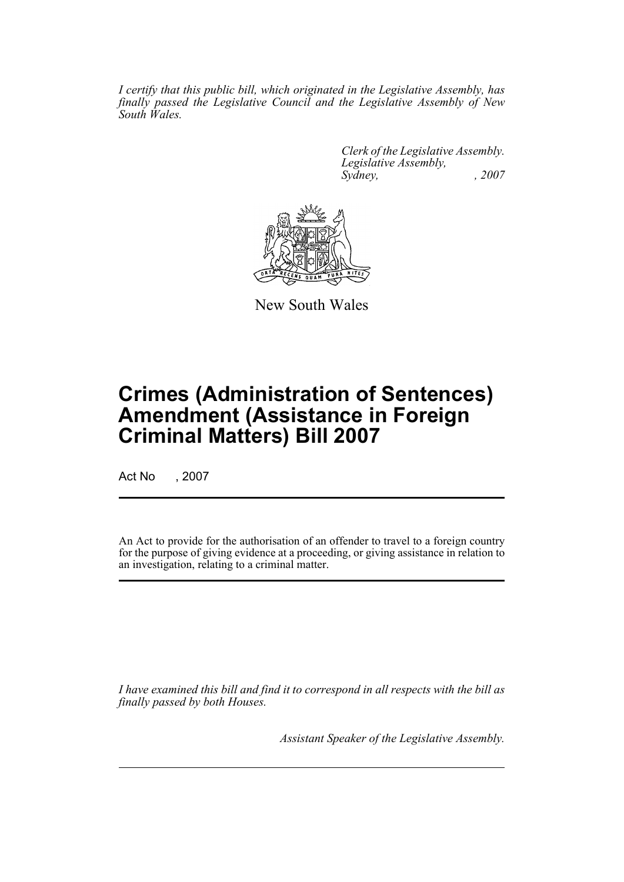*I certify that this public bill, which originated in the Legislative Assembly, has finally passed the Legislative Council and the Legislative Assembly of New South Wales.*

*Clerk of the Legislative Assembly.*
*Legislative Assembly,*
*Sydney, , 2007*

New South Wales

# Crimes (Administration of Sentences) Amendment (Assistance in Foreign Criminal Matters) Bill 2007

Act No , 2007

An Act to provide for the authorisation of an offender to travel to a foreign country for the purpose of giving evidence at a proceeding, or giving assistance in relation to an investigation, relating to a criminal matter.

*I have examined this bill and find it to correspond in all respects with the bill as finally passed by both Houses.*

*Assistant Speaker of the Legislative Assembly.*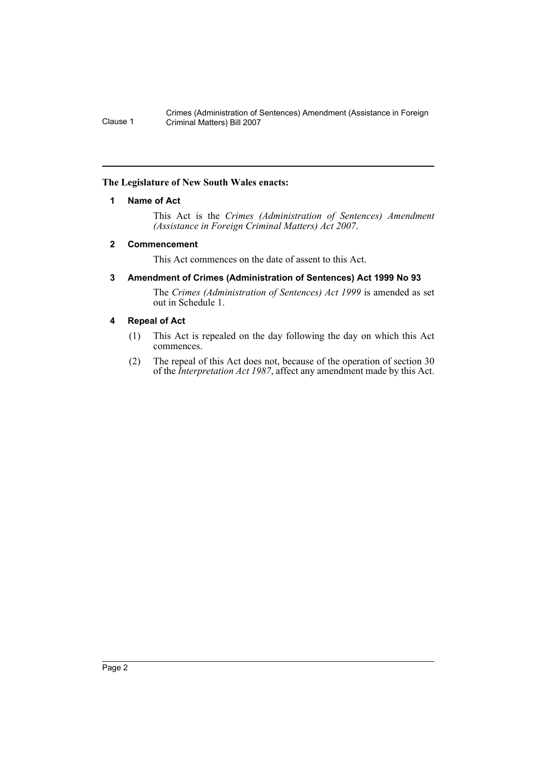**The Legislature of New South Wales enacts:**

**1 Name of Act**

This Act is the *Crimes (Administration of Sentences) Amendment (Assistance in Foreign Criminal Matters) Act 2007*.

**2 Commencement**

This Act commences on the date of assent to this Act.

**3 Amendment of Crimes (Administration of Sentences) Act 1999 No 93**

The *Crimes (Administration of Sentences) Act 1999* is amended as set out in Schedule 1.

**4 Repeal of Act**

(1) This Act is repealed on the day following the day on which this Act commences.

(2) The repeal of this Act does not, because of the operation of section 30 of the *Interpretation Act 1987*, affect any amendment made by this Act.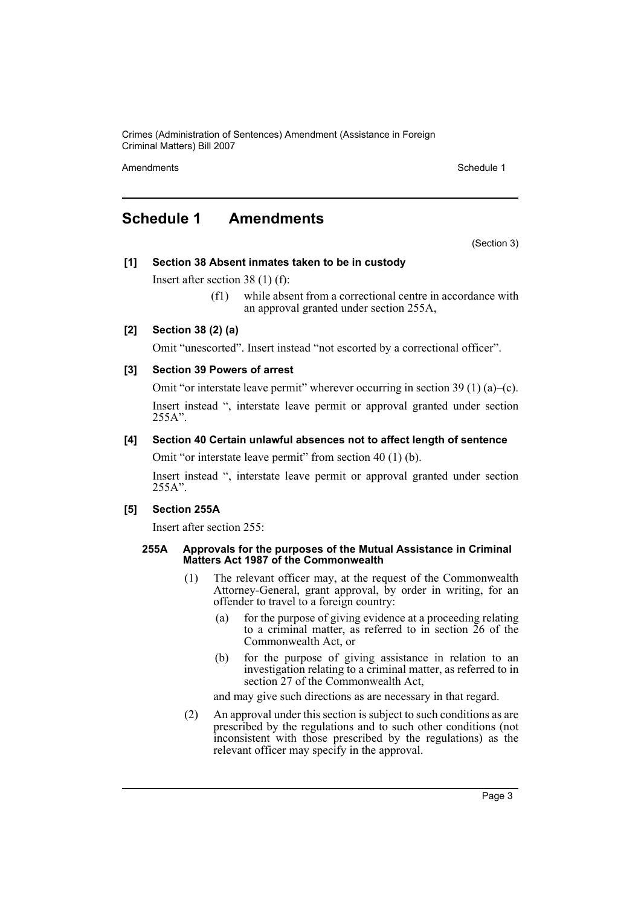# Schedule 1 Amendments

(Section 3)

**[1] Section 38 Absent inmates taken to be in custody**

Insert after section 38 (1) (f):

> (f1) while absent from a correctional centre in accordance with an approval granted under section 255A,

**[2] Section 38 (2) (a)**

Omit "unescorted". Insert instead "not escorted by a correctional officer".

**[3] Section 39 Powers of arrest**

Omit "or interstate leave permit" wherever occurring in section 39 (1) (a)–(c).

Insert instead ", interstate leave permit or approval granted under section 255A".

**[4] Section 40 Certain unlawful absences not to affect length of sentence**

Omit "or interstate leave permit" from section 40 (1) (b).

Insert instead ", interstate leave permit or approval granted under section 255A".

**[5] Section 255A**

Insert after section 255:

**255A Approvals for the purposes of the Mutual Assistance in Criminal Matters Act 1987 of the Commonwealth**

(1) The relevant officer may, at the request of the Commonwealth Attorney-General, grant approval, by order in writing, for an offender to travel to a foreign country:

(a) for the purpose of giving evidence at a proceeding relating to a criminal matter, as referred to in section 26 of the Commonwealth Act, or

(b) for the purpose of giving assistance in relation to an investigation relating to a criminal matter, as referred to in section 27 of the Commonwealth Act,

and may give such directions as are necessary in that regard.

(2) An approval under this section is subject to such conditions as are prescribed by the regulations and to such other conditions (not inconsistent with those prescribed by the regulations) as the relevant officer may specify in the approval.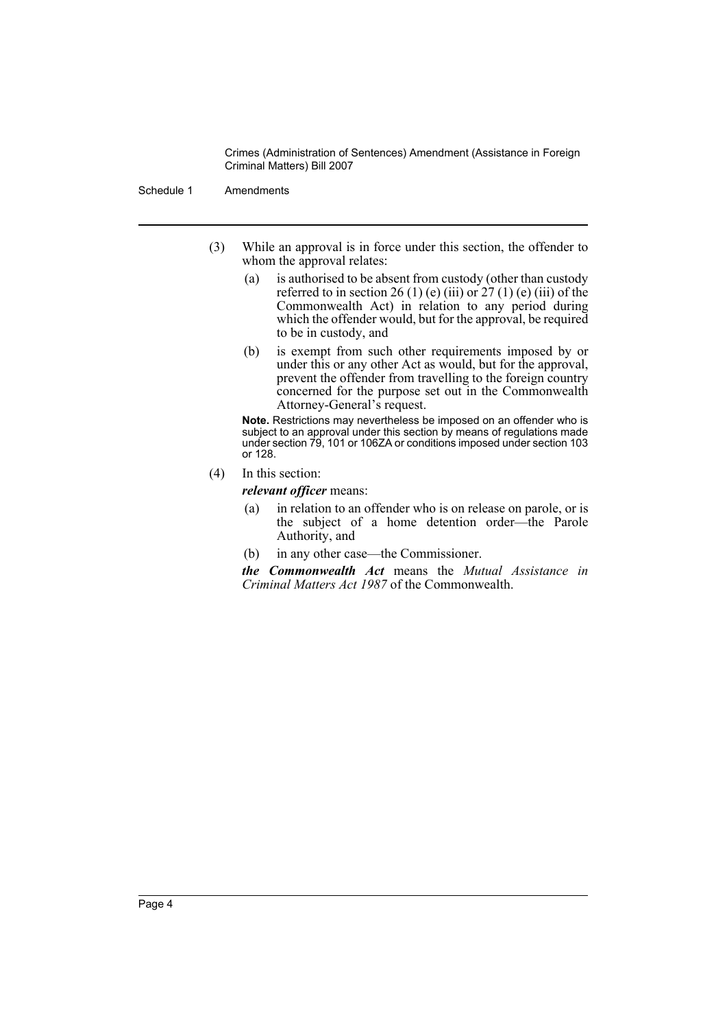(3) While an approval is in force under this section, the offender to whom the approval relates:

(a) is authorised to be absent from custody (other than custody referred to in section 26 (1) (e) (iii) or 27 (1) (e) (iii) of the Commonwealth Act) in relation to any period during which the offender would, but for the approval, be required to be in custody, and

(b) is exempt from such other requirements imposed by or under this or any other Act as would, but for the approval, prevent the offender from travelling to the foreign country concerned for the purpose set out in the Commonwealth Attorney-General's request.

**Note.** Restrictions may nevertheless be imposed on an offender who is subject to an approval under this section by means of regulations made under section 79, 101 or 106ZA or conditions imposed under section 103 or 128.

(4) In this section:

***relevant officer*** means:

(a) in relation to an offender who is on release on parole, or is the subject of a home detention order—the Parole Authority, and

(b) in any other case—the Commissioner.

***the Commonwealth Act*** means the *Mutual Assistance in Criminal Matters Act 1987* of the Commonwealth.